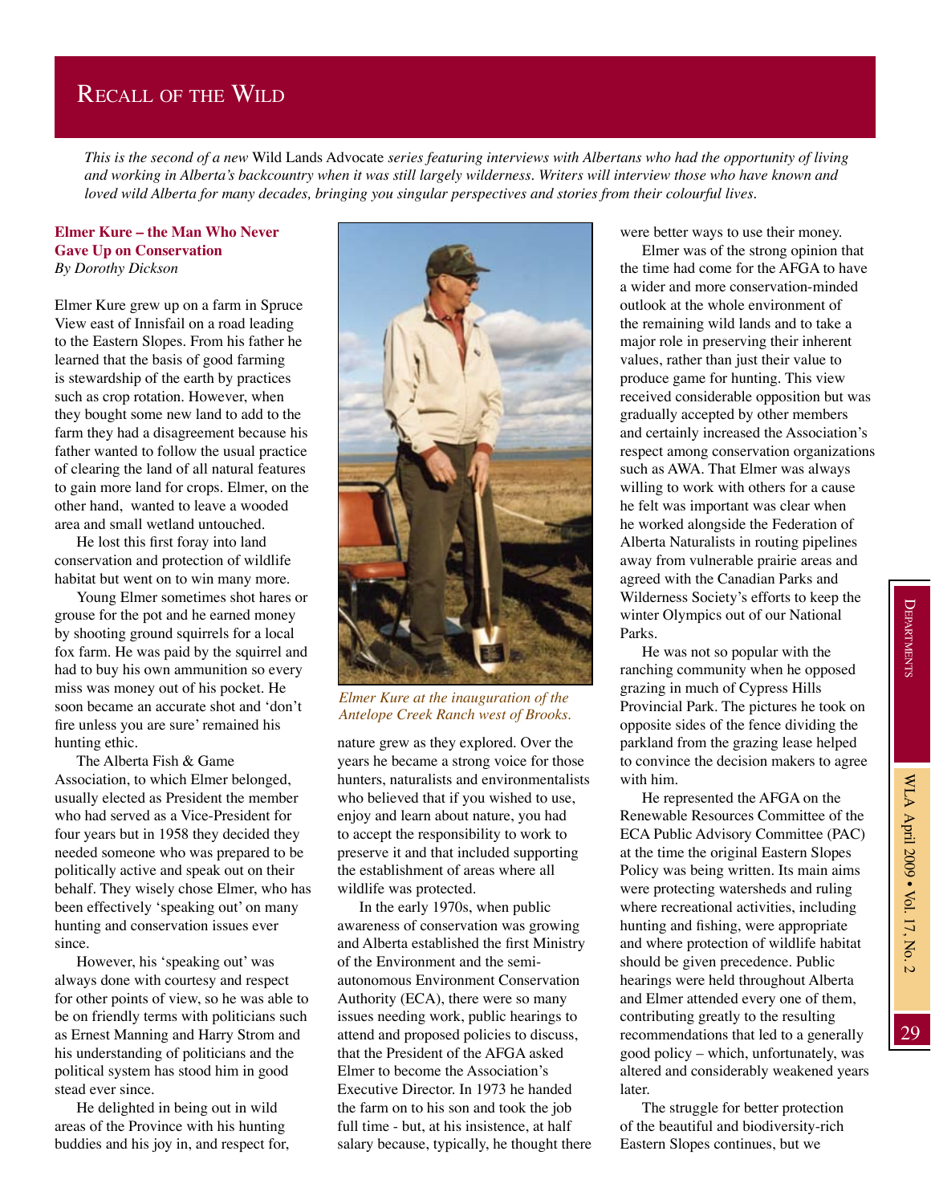# Recall of the Wild

*This is the second of a new* Wild Lands Advocate *series featuring interviews with Albertans who had the opportunity of living and working in Alberta's backcountry when it was still largely wilderness. Writers will interview those who have known and loved wild Alberta for many decades, bringing you singular perspectives and stories from their colourful lives.*

## Elmer Kure – the Man Who Never Gave Up on Conservation

*By Dorothy Dickson*

Elmer Kure grew up on a farm in Spruce View east of Innisfail on a road leading to the Eastern Slopes. From his father he learned that the basis of good farming is stewardship of the earth by practices such as crop rotation. However, when they bought some new land to add to the farm they had a disagreement because his father wanted to follow the usual practice of clearing the land of all natural features to gain more land for crops. Elmer, on the other hand, wanted to leave a wooded area and small wetland untouched.

He lost this first foray into land conservation and protection of wildlife habitat but went on to win many more.

Young Elmer sometimes shot hares or grouse for the pot and he earned money by shooting ground squirrels for a local fox farm. He was paid by the squirrel and had to buy his own ammunition so every miss was money out of his pocket. He soon became an accurate shot and 'don't fire unless you are sure' remained his hunting ethic.

The Alberta Fish & Game Association, to which Elmer belonged, usually elected as President the member who had served as a Vice-President for four years but in 1958 they decided they needed someone who was prepared to be politically active and speak out on their behalf. They wisely chose Elmer, who has been effectively 'speaking out' on many hunting and conservation issues ever since.

However, his 'speaking out' was always done with courtesy and respect for other points of view, so he was able to be on friendly terms with politicians such as Ernest Manning and Harry Strom and his understanding of politicians and the political system has stood him in good stead ever since.

He delighted in being out in wild areas of the Province with his hunting buddies and his joy in, and respect for, nature grew as they explored. Over the years he became a strong voice for those hunters, naturalists and environmentalists who believed that if you wished to use, enjoy and learn about nature, you had to accept the responsibility to work to preserve it and that included supporting the establishment of areas where all wildlife was protected.

*Elmer Kure at the inauguration of the Antelope Creek Ranch west of Brooks.*

In the early 1970s, when public awareness of conservation was growing and Alberta established the first Ministry of the Environment and the semi-autonomous Environment Conservation Authority (ECA), there were so many issues needing work, public hearings to attend and proposed policies to discuss, that the President of the AFGA asked Elmer to become the Association's Executive Director. In 1973 he handed the farm on to his son and took the job full time - but, at his insistence, at half salary because, typically, he thought there were better ways to use their money.

Elmer was of the strong opinion that the time had come for the AFGA to have a wider and more conservation-minded outlook at the whole environment of the remaining wild lands and to take a major role in preserving their inherent values, rather than just their value to produce game for hunting. This view received considerable opposition but was gradually accepted by other members and certainly increased the Association's respect among conservation organizations such as AWA. That Elmer was always willing to work with others for a cause he felt was important was clear when he worked alongside the Federation of Alberta Naturalists in routing pipelines away from vulnerable prairie areas and agreed with the Canadian Parks and Wilderness Society's efforts to keep the winter Olympics out of our National Parks.

He was not so popular with the ranching community when he opposed grazing in much of Cypress Hills Provincial Park. The pictures he took on opposite sides of the fence dividing the parkland from the grazing lease helped to convince the decision makers to agree with him.

He represented the AFGA on the Renewable Resources Committee of the ECA Public Advisory Committee (PAC) at the time the original Eastern Slopes Policy was being written. Its main aims were protecting watersheds and ruling where recreational activities, including hunting and fishing, were appropriate and where protection of wildlife habitat should be given precedence. Public hearings were held throughout Alberta and Elmer attended every one of them, contributing greatly to the resulting recommendations that led to a generally good policy – which, unfortunately, was altered and considerably weakened years later.

The struggle for better protection of the beautiful and biodiversity-rich Eastern Slopes continues, but we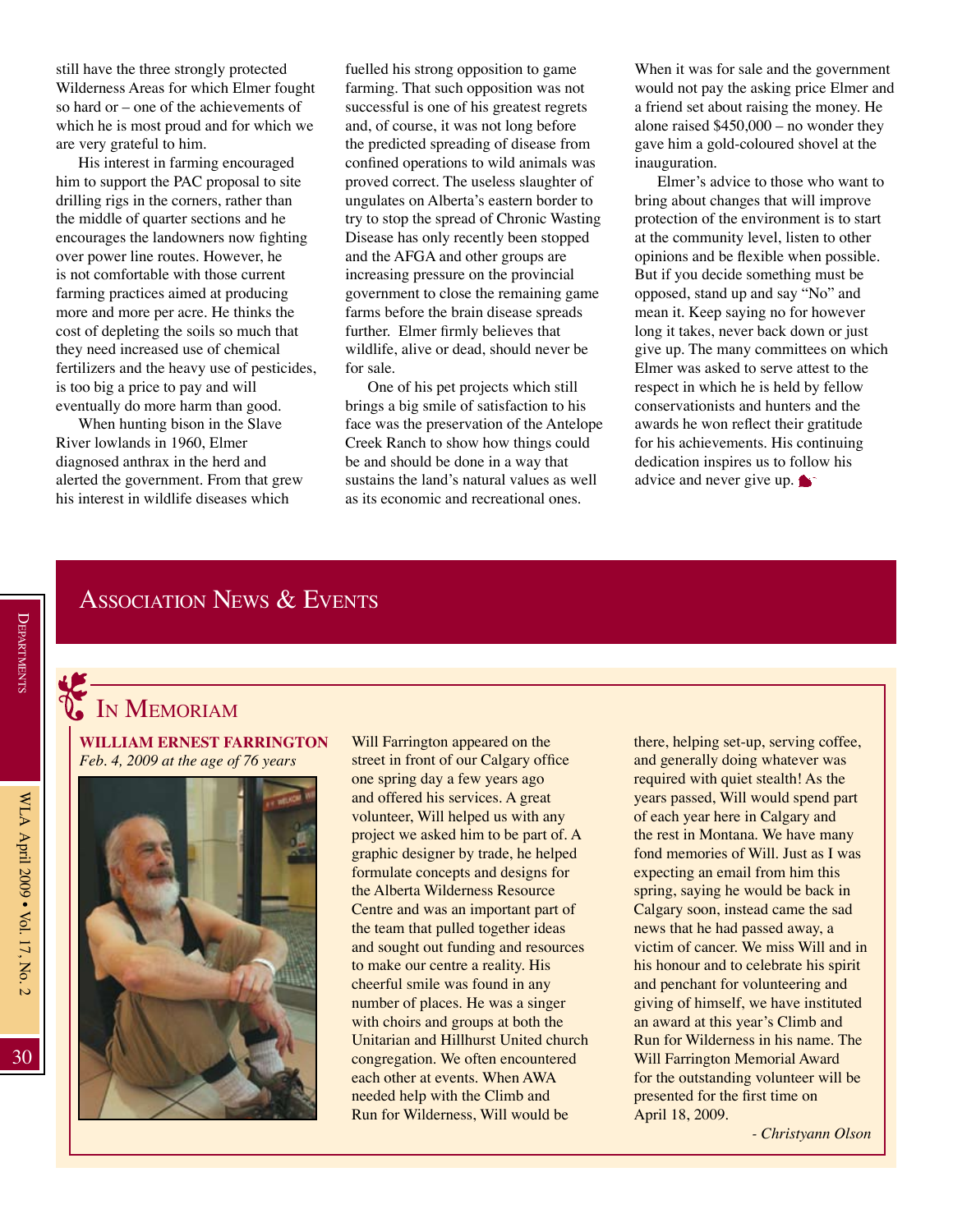still have the three strongly protected Wilderness Areas for which Elmer fought so hard or – one of the achievements of which he is most proud and for which we are very grateful to him.

His interest in farming encouraged him to support the PAC proposal to site drilling rigs in the corners, rather than the middle of quarter sections and he encourages the landowners now fighting over power line routes. However, he is not comfortable with those current farming practices aimed at producing more and more per acre. He thinks the cost of depleting the soils so much that they need increased use of chemical fertilizers and the heavy use of pesticides, is too big a price to pay and will eventually do more harm than good.

When hunting bison in the Slave River lowlands in 1960, Elmer diagnosed anthrax in the herd and alerted the government. From that grew his interest in wildlife diseases which fuelled his strong opposition to game farming. That such opposition was not successful is one of his greatest regrets and, of course, it was not long before the predicted spreading of disease from confined operations to wild animals was proved correct. The useless slaughter of ungulates on Alberta's eastern border to try to stop the spread of Chronic Wasting Disease has only recently been stopped and the AFGA and other groups are increasing pressure on the provincial government to close the remaining game farms before the brain disease spreads further. Elmer firmly believes that wildlife, alive or dead, should never be for sale.

One of his pet projects which still brings a big smile of satisfaction to his face was the preservation of the Antelope Creek Ranch to show how things could be and should be done in a way that sustains the land's natural values as well as its economic and recreational ones. When it was for sale and the government would not pay the asking price Elmer and a friend set about raising the money. He alone raised $450,000 – no wonder they gave him a gold-coloured shovel at the inauguration.

Elmer's advice to those who want to bring about changes that will improve protection of the environment is to start at the community level, listen to other opinions and be flexible when possible. But if you decide something must be opposed, stand up and say "No" and mean it. Keep saying no for however long it takes, never back down or just give up. The many committees on which Elmer was asked to serve attest to the respect in which he is held by fellow conservationists and hunters and the awards he won reflect their gratitude for his achievements. His continuing dedication inspires us to follow his advice and never give up.

# Association News & Events

## In Memoriam

**WILLIAM ERNEST FARRINGTON**
*Feb. 4, 2009 at the age of 76 years*

Will Farrington appeared on the street in front of our Calgary office one spring day a few years ago and offered his services. A great volunteer, Will helped us with any project we asked him to be part of. A graphic designer by trade, he helped formulate concepts and designs for the Alberta Wilderness Resource Centre and was an important part of the team that pulled together ideas and sought out funding and resources to make our centre a reality. His cheerful smile was found in any number of places. He was a singer with choirs and groups at both the Unitarian and Hillhurst United church congregation. We often encountered each other at events. When AWA needed help with the Climb and Run for Wilderness, Will would be there, helping set-up, serving coffee, and generally doing whatever was required with quiet stealth! As the years passed, Will would spend part of each year here in Calgary and the rest in Montana. We have many fond memories of Will. Just as I was expecting an email from him this spring, saying he would be back in Calgary soon, instead came the sad news that he had passed away, a victim of cancer. We miss Will and in his honour and to celebrate his spirit and penchant for volunteering and giving of himself, we have instituted an award at this year's Climb and Run for Wilderness in his name. The Will Farrington Memorial Award for the outstanding volunteer will be presented for the first time on April 18, 2009.

*- Christyann Olson*